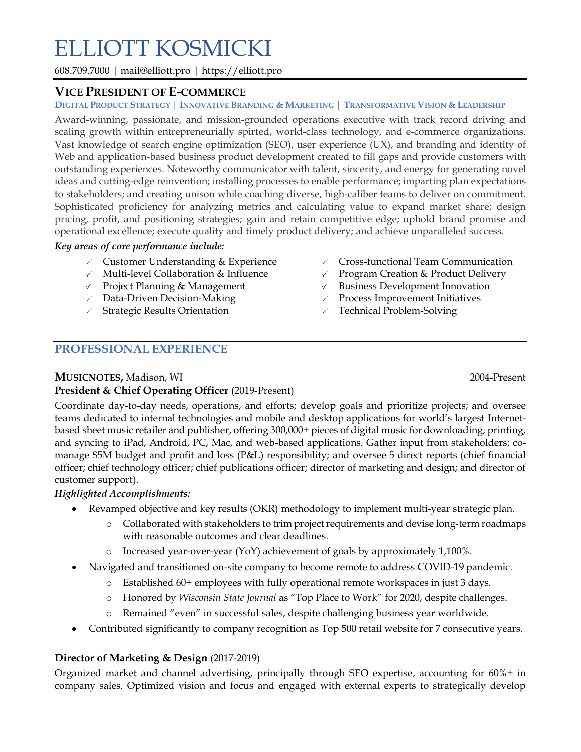# ELLIOTT KOSMICKI

608.709.7000 | mail@elliott.pro | https://elliott.pro

## VICE PRESIDENT OF E-COMMERCE

**DIGITAL PRODUCT STRATEGY** | **INNOVATIVE BRANDING & MARKETING** | **TRANSFORMATIVE VISION & LEADERSHIP**

Award-winning, passionate, and mission-grounded operations executive with track record driving and scaling growth within entrepreneurially spirted, world-class technology, and e-commerce organizations. Vast knowledge of search engine optimization (SEO), user experience (UX), and branding and identity of Web and application-based business product development created to fill gaps and provide customers with outstanding experiences. Noteworthy communicator with talent, sincerity, and energy for generating novel ideas and cutting-edge reinvention; installing processes to enable performance; imparting plan expectations to stakeholders; and creating unison while coaching diverse, high-caliber teams to deliver on commitment. Sophisticated proficiency for analyzing metrics and calculating value to expand market share; design pricing, profit, and positioning strategies; gain and retain competitive edge; uphold brand promise and operational excellence; execute quality and timely product delivery; and achieve unparalleled success.

***Key areas of core performance include:***

- ✓ Customer Understanding & Experience
- ✓ Multi-level Collaboration & Influence
- ✓ Project Planning & Management
- ✓ Data-Driven Decision-Making
- ✓ Strategic Results Orientation
- ✓ Cross-functional Team Communication
- ✓ Program Creation & Product Delivery
- ✓ Business Development Innovation
- ✓ Process Improvement Initiatives
- ✓ Technical Problem-Solving

## PROFESSIONAL EXPERIENCE

**MUSICNOTES,** Madison, WI — 2004-Present

**President & Chief Operating Officer** (2019-Present)

Coordinate day-to-day needs, operations, and efforts; develop goals and prioritize projects; and oversee teams dedicated to internal technologies and mobile and desktop applications for world's largest Internet-based sheet music retailer and publisher, offering 300,000+ pieces of digital music for downloading, printing, and syncing to iPad, Android, PC, Mac, and web-based applications. Gather input from stakeholders; co-manage $5M budget and profit and loss (P&L) responsibility; and oversee 5 direct reports (chief financial officer; chief technology officer; chief publications officer; director of marketing and design; and director of customer support).

***Highlighted Accomplishments:***

- Revamped objective and key results (OKR) methodology to implement multi-year strategic plan.
    - Collaborated with stakeholders to trim project requirements and devise long-term roadmaps with reasonable outcomes and clear deadlines.
    - Increased year-over-year (YoY) achievement of goals by approximately 1,100%.
- Navigated and transitioned on-site company to become remote to address COVID-19 pandemic.
    - Established 60+ employees with fully operational remote workspaces in just 3 days.
    - Honored by *Wisconsin State Journal* as "Top Place to Work" for 2020, despite challenges.
    - Remained "even" in successful sales, despite challenging business year worldwide.
- Contributed significantly to company recognition as Top 500 retail website for 7 consecutive years.

**Director of Marketing & Design** (2017-2019)

Organized market and channel advertising, principally through SEO expertise, accounting for 60%+ in company sales. Optimized vision and focus and engaged with external experts to strategically develop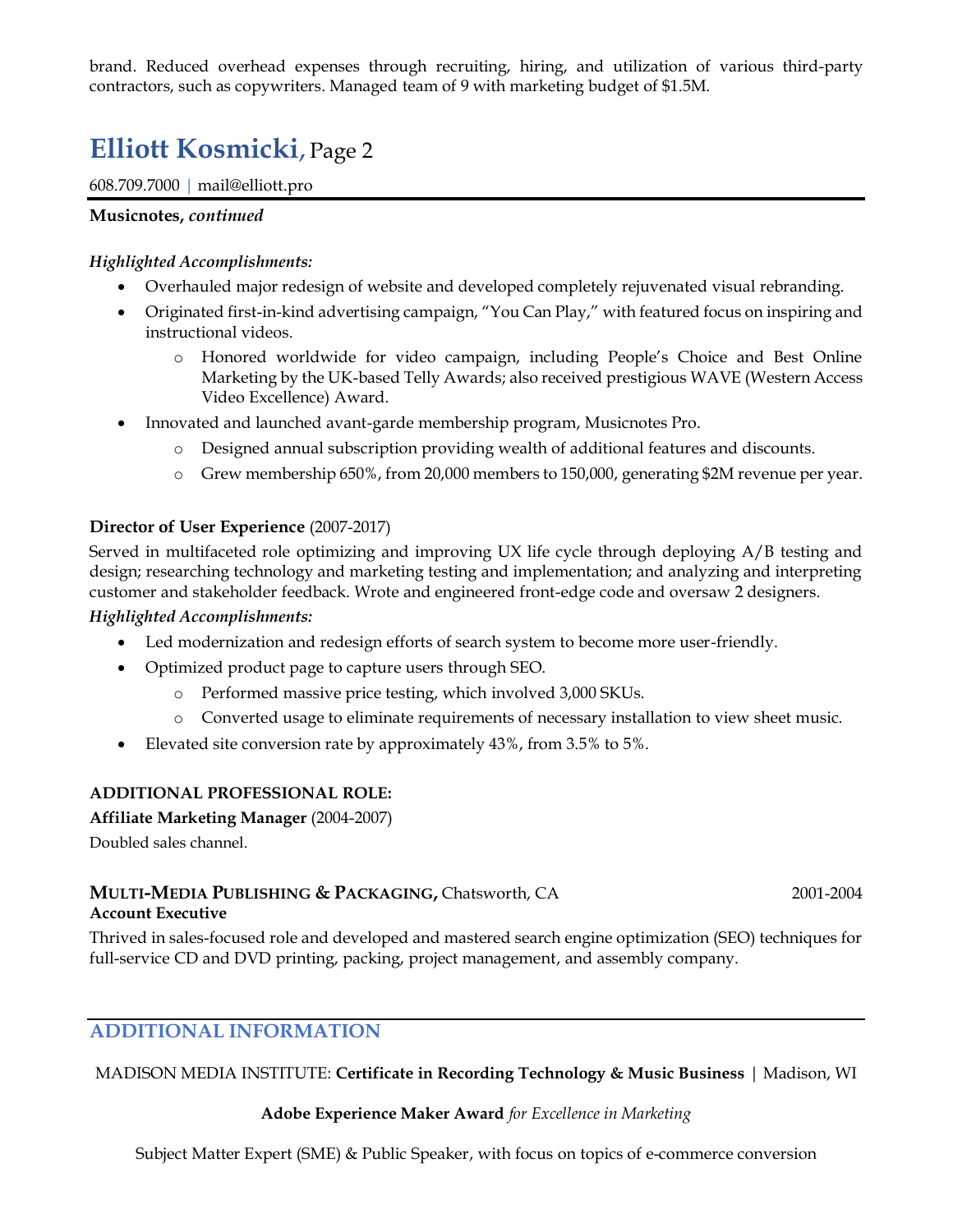brand. Reduced overhead expenses through recruiting, hiring, and utilization of various third-party contractors, such as copywriters. Managed team of 9 with marketing budget of $1.5M.

**Musicnotes, *continued***

***Highlighted Accomplishments:***

- Overhauled major redesign of website and developed completely rejuvenated visual rebranding.
- Originated first-in-kind advertising campaign, "You Can Play," with featured focus on inspiring and instructional videos.
  - Honored worldwide for video campaign, including People's Choice and Best Online Marketing by the UK-based Telly Awards; also received prestigious WAVE (Western Access Video Excellence) Award.
- Innovated and launched avant-garde membership program, Musicnotes Pro.
  - Designed annual subscription providing wealth of additional features and discounts.
  - Grew membership 650%, from 20,000 members to 150,000, generating $2M revenue per year.

**Director of User Experience** (2007-2017)

Served in multifaceted role optimizing and improving UX life cycle through deploying A/B testing and design; researching technology and marketing testing and implementation; and analyzing and interpreting customer and stakeholder feedback. Wrote and engineered front-edge code and oversaw 2 designers.

***Highlighted Accomplishments:***

- Led modernization and redesign efforts of search system to become more user-friendly.
- Optimized product page to capture users through SEO.
  - Performed massive price testing, which involved 3,000 SKUs.
  - Converted usage to eliminate requirements of necessary installation to view sheet music.
- Elevated site conversion rate by approximately 43%, from 3.5% to 5%.

**ADDITIONAL PROFESSIONAL ROLE:**

**Affiliate Marketing Manager** (2004-2007)

Doubled sales channel.

**MULTI-MEDIA PUBLISHING & PACKAGING,** Chatsworth, CA 2001-2004

**Account Executive**

Thrived in sales-focused role and developed and mastered search engine optimization (SEO) techniques for full-service CD and DVD printing, packing, project management, and assembly company.

## ADDITIONAL INFORMATION

MADISON MEDIA INSTITUTE: **Certificate in Recording Technology & Music Business** | Madison, WI

**Adobe Experience Maker Award** *for Excellence in Marketing*

Subject Matter Expert (SME) & Public Speaker, with focus on topics of e-commerce conversion